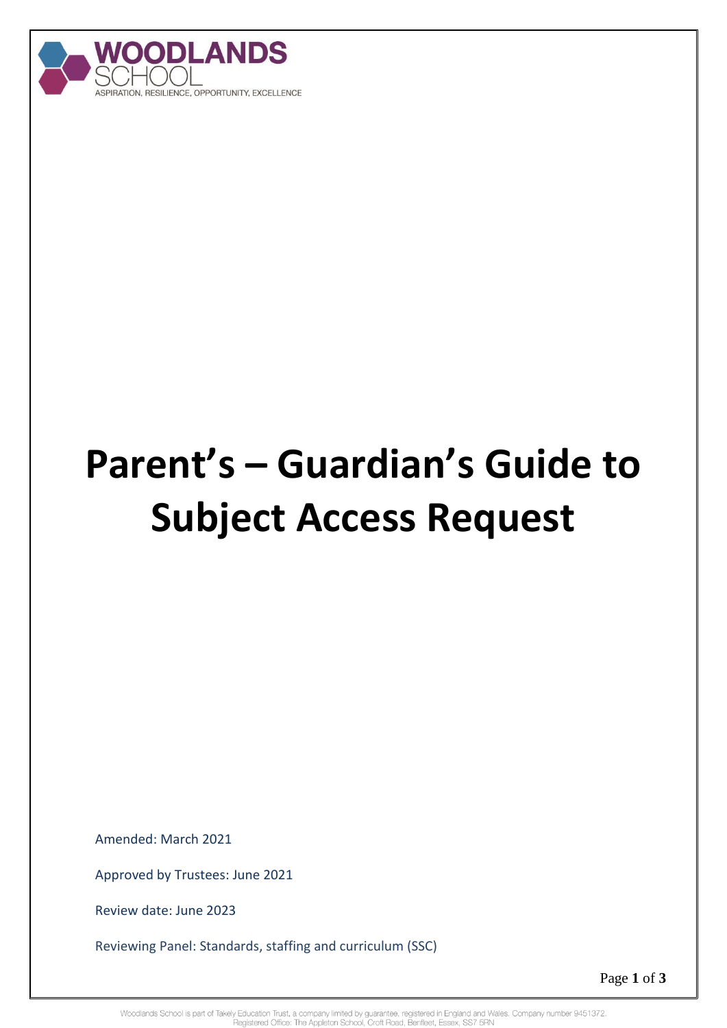WOODLANDS SCHOOL

ASPIRATION, RESILIENCE, OPPORTUNITY, EXCELLENCE

# Parent's – Guardian's Guide to Subject Access Request

Amended: March 2021

Approved by Trustees: June 2021

Review date: June 2023

Reviewing Panel: Standards, staffing and curriculum (SSC)

Woodlands School is part of Takely Education Trust, a company limited by guarantee, registered in England and Wales. Company number 9451372.
Registered Office: The Appleton School, Croft Road, Benfleet, Essex, SS7 5RN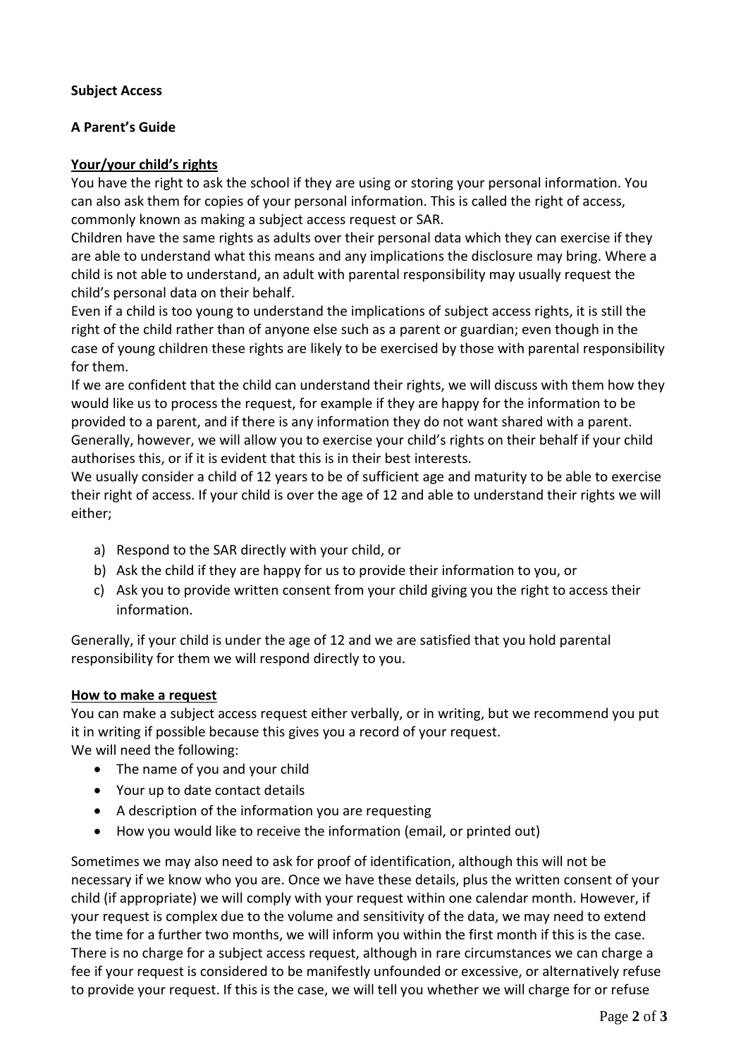**Subject Access**

**A Parent's Guide**

**Your/your child's rights**

You have the right to ask the school if they are using or storing your personal information. You can also ask them for copies of your personal information. This is called the right of access, commonly known as making a subject access request or SAR.

Children have the same rights as adults over their personal data which they can exercise if they are able to understand what this means and any implications the disclosure may bring. Where a child is not able to understand, an adult with parental responsibility may usually request the child's personal data on their behalf.

Even if a child is too young to understand the implications of subject access rights, it is still the right of the child rather than of anyone else such as a parent or guardian; even though in the case of young children these rights are likely to be exercised by those with parental responsibility for them.

If we are confident that the child can understand their rights, we will discuss with them how they would like us to process the request, for example if they are happy for the information to be provided to a parent, and if there is any information they do not want shared with a parent. Generally, however, we will allow you to exercise your child's rights on their behalf if your child authorises this, or if it is evident that this is in their best interests.

We usually consider a child of 12 years to be of sufficient age and maturity to be able to exercise their right of access. If your child is over the age of 12 and able to understand their rights we will either;

a) Respond to the SAR directly with your child, or
b) Ask the child if they are happy for us to provide their information to you, or
c) Ask you to provide written consent from your child giving you the right to access their information.

Generally, if your child is under the age of 12 and we are satisfied that you hold parental responsibility for them we will respond directly to you.

**How to make a request**

You can make a subject access request either verbally, or in writing, but we recommend you put it in writing if possible because this gives you a record of your request.

We will need the following:

- The name of you and your child
- Your up to date contact details
- A description of the information you are requesting
- How you would like to receive the information (email, or printed out)

Sometimes we may also need to ask for proof of identification, although this will not be necessary if we know who you are. Once we have these details, plus the written consent of your child (if appropriate) we will comply with your request within one calendar month. However, if your request is complex due to the volume and sensitivity of the data, we may need to extend the time for a further two months, we will inform you within the first month if this is the case.

There is no charge for a subject access request, although in rare circumstances we can charge a fee if your request is considered to be manifestly unfounded or excessive, or alternatively refuse to provide your request. If this is the case, we will tell you whether we will charge for or refuse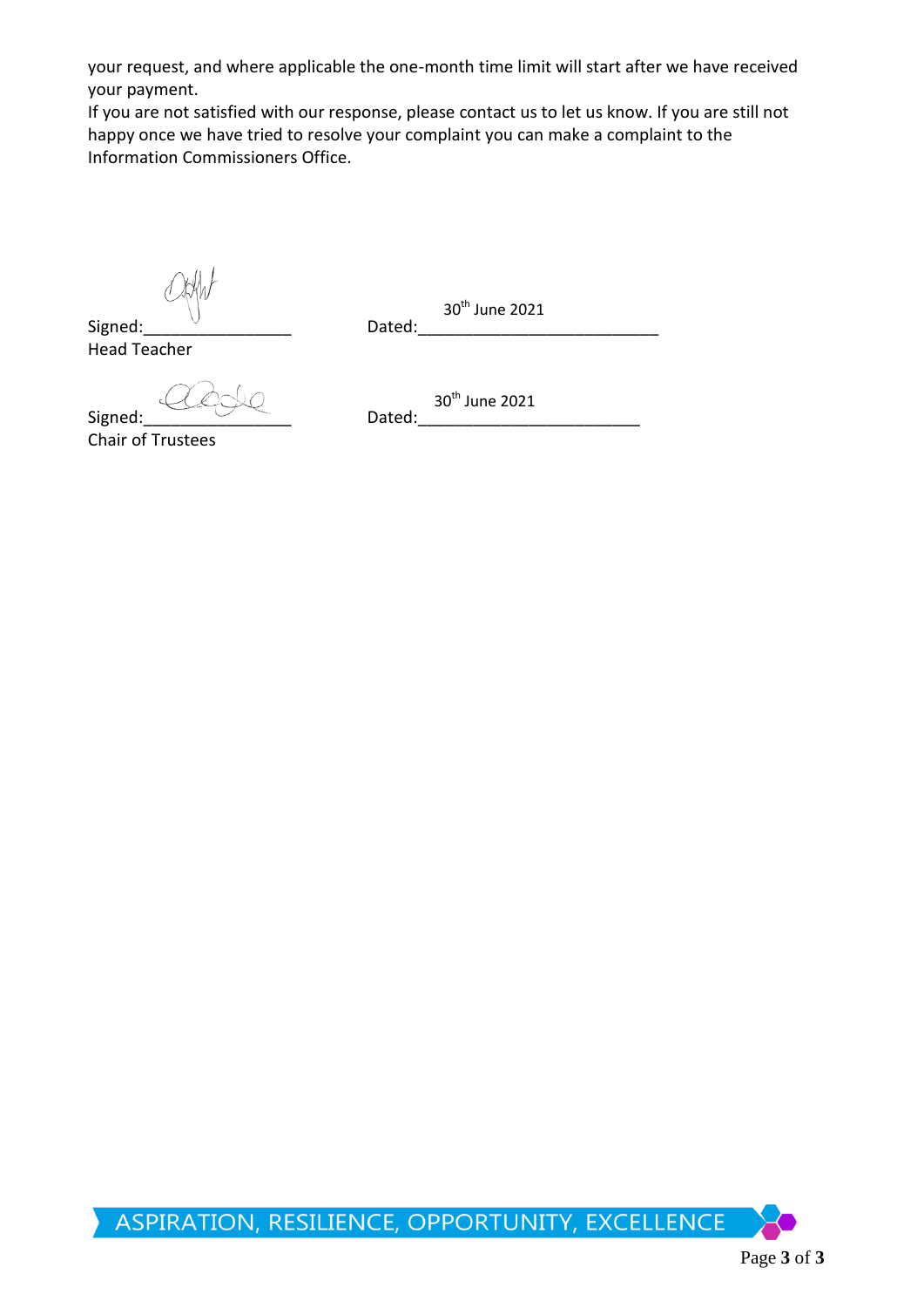your request, and where applicable the one-month time limit will start after we have received your payment.

If you are not satisfied with our response, please contact us to let us know. If you are still not happy once we have tried to resolve your complaint you can make a complaint to the Information Commissioners Office.

Signed:________________ Dated: 30th June 2021
Head Teacher

Signed:________________ Dated: 30th June 2021
Chair of Trustees

ASPIRATION, RESILIENCE, OPPORTUNITY, EXCELLENCE